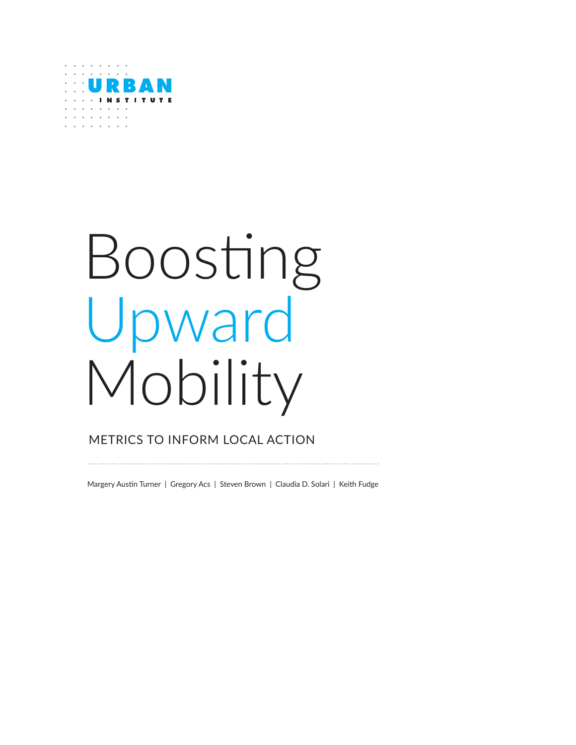URBAN INSTITUTE

# Boosting Upward Mobility

## METRICS TO INFORM LOCAL ACTION

Margery Austin Turner | Gregory Acs | Steven Brown | Claudia D. Solari | Keith Fudge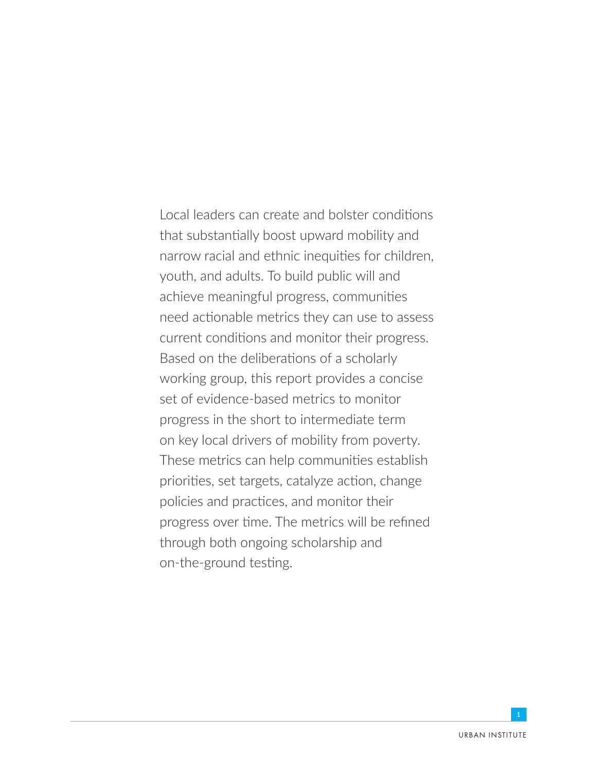Local leaders can create and bolster conditions that substantially boost upward mobility and narrow racial and ethnic inequities for children, youth, and adults. To build public will and achieve meaningful progress, communities need actionable metrics they can use to assess current conditions and monitor their progress. Based on the deliberations of a scholarly working group, this report provides a concise set of evidence-based metrics to monitor progress in the short to intermediate term on key local drivers of mobility from poverty. These metrics can help communities establish priorities, set targets, catalyze action, change policies and practices, and monitor their progress over time. The metrics will be refined through both ongoing scholarship and on-the-ground testing.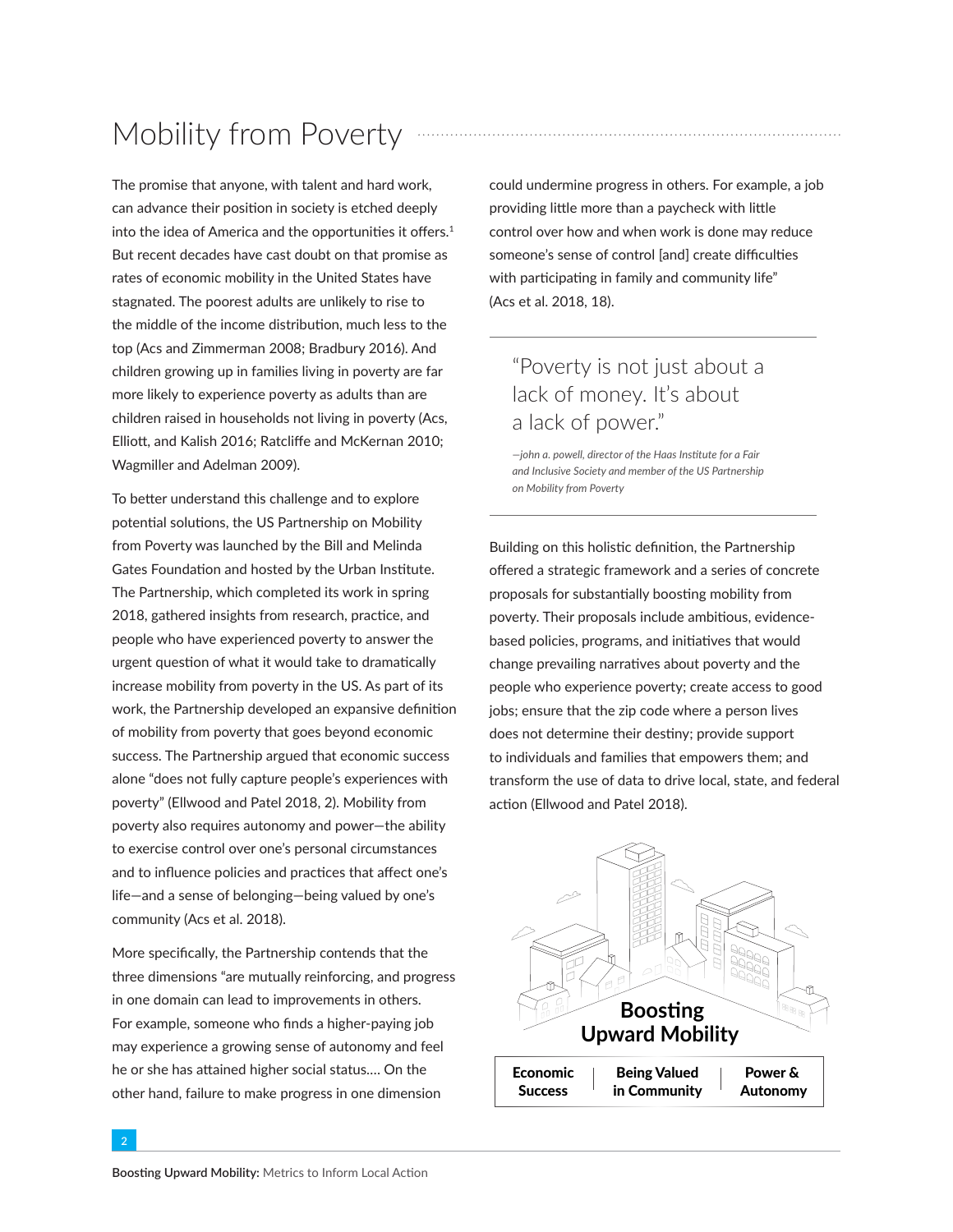# Mobility from Poverty

The promise that anyone, with talent and hard work, can advance their position in society is etched deeply into the idea of America and the opportunities it offers.[1] But recent decades have cast doubt on that promise as rates of economic mobility in the United States have stagnated. The poorest adults are unlikely to rise to the middle of the income distribution, much less to the top (Acs and Zimmerman 2008; Bradbury 2016). And children growing up in families living in poverty are far more likely to experience poverty as adults than are children raised in households not living in poverty (Acs, Elliott, and Kalish 2016; Ratcliffe and McKernan 2010; Wagmiller and Adelman 2009).

To better understand this challenge and to explore potential solutions, the US Partnership on Mobility from Poverty was launched by the Bill and Melinda Gates Foundation and hosted by the Urban Institute. The Partnership, which completed its work in spring 2018, gathered insights from research, practice, and people who have experienced poverty to answer the urgent question of what it would take to dramatically increase mobility from poverty in the US. As part of its work, the Partnership developed an expansive definition of mobility from poverty that goes beyond economic success. The Partnership argued that economic success alone "does not fully capture people's experiences with poverty" (Ellwood and Patel 2018, 2). Mobility from poverty also requires autonomy and power—the ability to exercise control over one's personal circumstances and to influence policies and practices that affect one's life—and a sense of belonging—being valued by one's community (Acs et al. 2018).

More specifically, the Partnership contends that the three dimensions "are mutually reinforcing, and progress in one domain can lead to improvements in others. For example, someone who finds a higher-paying job may experience a growing sense of autonomy and feel he or she has attained higher social status.... On the other hand, failure to make progress in one dimension could undermine progress in others. For example, a job providing little more than a paycheck with little control over how and when work is done may reduce someone's sense of control [and] create difficulties with participating in family and community life" (Acs et al. 2018, 18).

> "Poverty is not just about a lack of money. It's about a lack of power."
>
> *—john a. powell, director of the Haas Institute for a Fair and Inclusive Society and member of the US Partnership on Mobility from Poverty*

Building on this holistic definition, the Partnership offered a strategic framework and a series of concrete proposals for substantially boosting mobility from poverty. Their proposals include ambitious, evidence-based policies, programs, and initiatives that would change prevailing narratives about poverty and the people who experience poverty; create access to good jobs; ensure that the zip code where a person lives does not determine their destiny; provide support to individuals and families that empowers them; and transform the use of data to drive local, state, and federal action (Ellwood and Patel 2018).

**Boosting Upward Mobility**

| Economic Success | Being Valued in Community | Power & Autonomy |
|---|---|---|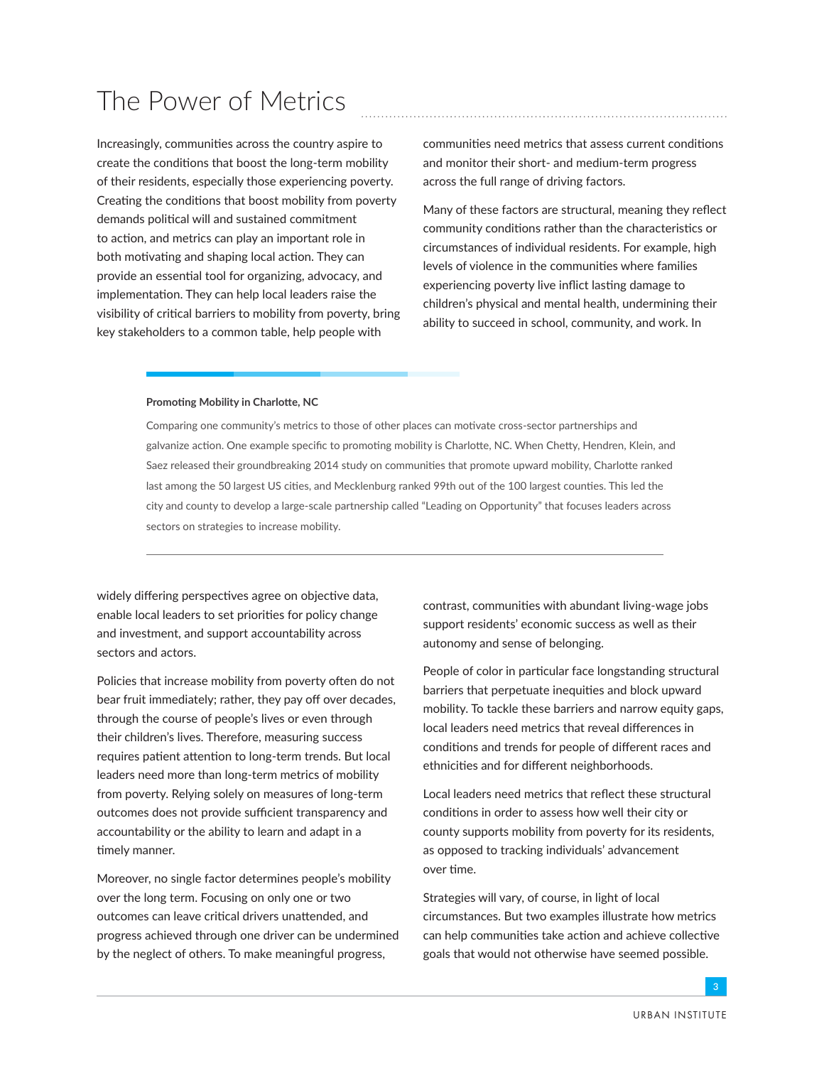# The Power of Metrics

Increasingly, communities across the country aspire to create the conditions that boost the long-term mobility of their residents, especially those experiencing poverty. Creating the conditions that boost mobility from poverty demands political will and sustained commitment to action, and metrics can play an important role in both motivating and shaping local action. They can provide an essential tool for organizing, advocacy, and implementation. They can help local leaders raise the visibility of critical barriers to mobility from poverty, bring key stakeholders to a common table, help people with widely differing perspectives agree on objective data, enable local leaders to set priorities for policy change and investment, and support accountability across sectors and actors.

Policies that increase mobility from poverty often do not bear fruit immediately; rather, they pay off over decades, through the course of people's lives or even through their children's lives. Therefore, measuring success requires patient attention to long-term trends. But local leaders need more than long-term metrics of mobility from poverty. Relying solely on measures of long-term outcomes does not provide sufficient transparency and accountability or the ability to learn and adapt in a timely manner.

Moreover, no single factor determines people's mobility over the long term. Focusing on only one or two outcomes can leave critical drivers unattended, and progress achieved through one driver can be undermined by the neglect of others. To make meaningful progress, communities need metrics that assess current conditions and monitor their short- and medium-term progress across the full range of driving factors.

Many of these factors are structural, meaning they reflect community conditions rather than the characteristics or circumstances of individual residents. For example, high levels of violence in the communities where families experiencing poverty live inflict lasting damage to children's physical and mental health, undermining their ability to succeed in school, community, and work. In contrast, communities with abundant living-wage jobs support residents' economic success as well as their autonomy and sense of belonging.

People of color in particular face longstanding structural barriers that perpetuate inequities and block upward mobility. To tackle these barriers and narrow equity gaps, local leaders need metrics that reveal differences in conditions and trends for people of different races and ethnicities and for different neighborhoods.

Local leaders need metrics that reflect these structural conditions in order to assess how well their city or county supports mobility from poverty for its residents, as opposed to tracking individuals' advancement over time.

Strategies will vary, of course, in light of local circumstances. But two examples illustrate how metrics can help communities take action and achieve collective goals that would not otherwise have seemed possible.

**Promoting Mobility in Charlotte, NC**

Comparing one community's metrics to those of other places can motivate cross-sector partnerships and galvanize action. One example specific to promoting mobility is Charlotte, NC. When Chetty, Hendren, Klein, and Saez released their groundbreaking 2014 study on communities that promote upward mobility, Charlotte ranked last among the 50 largest US cities, and Mecklenburg ranked 99th out of the 100 largest counties. This led the city and county to develop a large-scale partnership called "Leading on Opportunity" that focuses leaders across sectors on strategies to increase mobility.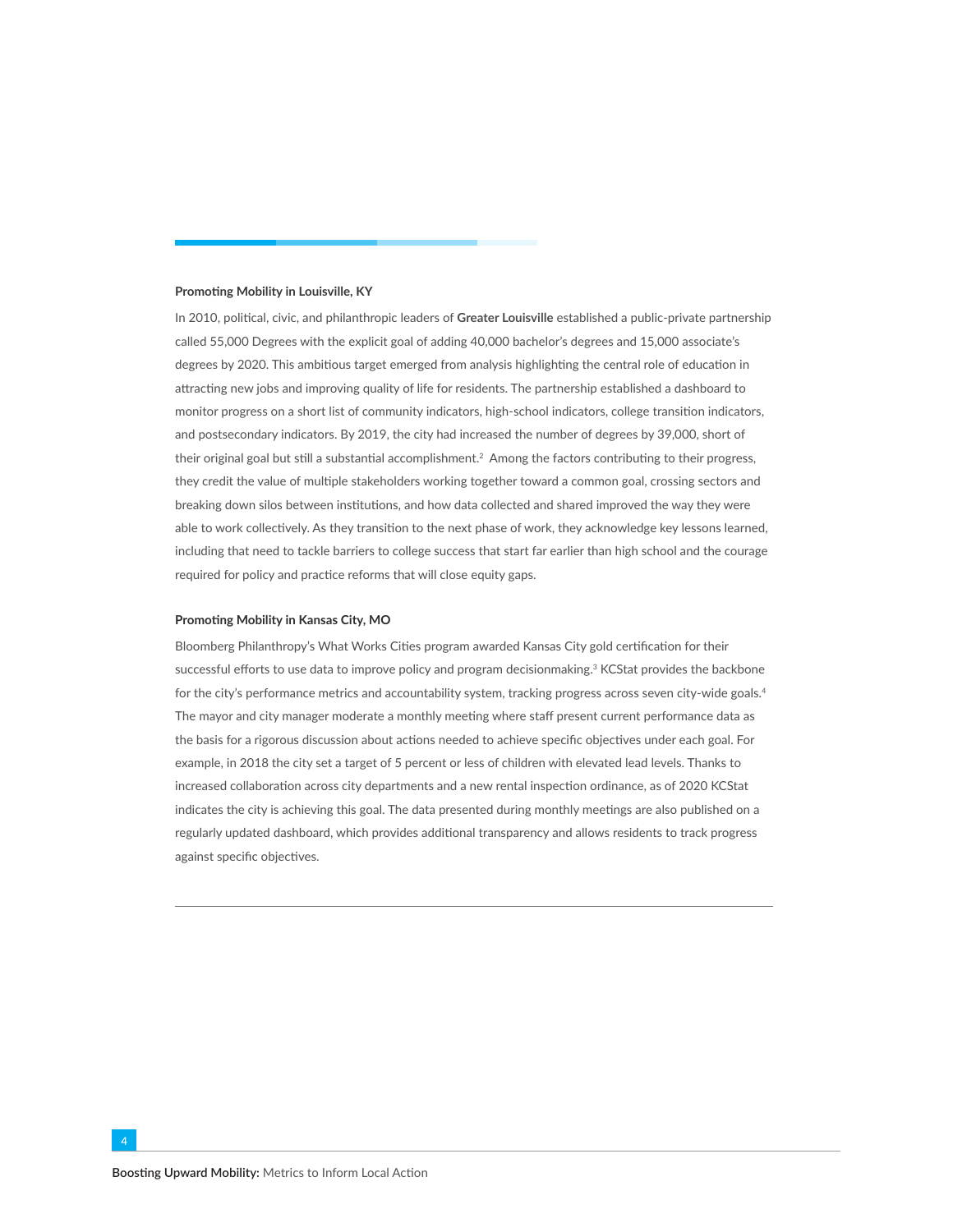**Promoting Mobility in Louisville, KY**

In 2010, political, civic, and philanthropic leaders of **Greater Louisville** established a public-private partnership called 55,000 Degrees with the explicit goal of adding 40,000 bachelor's degrees and 15,000 associate's degrees by 2020. This ambitious target emerged from analysis highlighting the central role of education in attracting new jobs and improving quality of life for residents. The partnership established a dashboard to monitor progress on a short list of community indicators, high-school indicators, college transition indicators, and postsecondary indicators. By 2019, the city had increased the number of degrees by 39,000, short of their original goal but still a substantial accomplishment.[2] Among the factors contributing to their progress, they credit the value of multiple stakeholders working together toward a common goal, crossing sectors and breaking down silos between institutions, and how data collected and shared improved the way they were able to work collectively. As they transition to the next phase of work, they acknowledge key lessons learned, including that need to tackle barriers to college success that start far earlier than high school and the courage required for policy and practice reforms that will close equity gaps.

**Promoting Mobility in Kansas City, MO**

Bloomberg Philanthropy's What Works Cities program awarded Kansas City gold certification for their successful efforts to use data to improve policy and program decisionmaking.[3] KCStat provides the backbone for the city's performance metrics and accountability system, tracking progress across seven city-wide goals.[4] The mayor and city manager moderate a monthly meeting where staff present current performance data as the basis for a rigorous discussion about actions needed to achieve specific objectives under each goal. For example, in 2018 the city set a target of 5 percent or less of children with elevated lead levels. Thanks to increased collaboration across city departments and a new rental inspection ordinance, as of 2020 KCStat indicates the city is achieving this goal. The data presented during monthly meetings are also published on a regularly updated dashboard, which provides additional transparency and allows residents to track progress against specific objectives.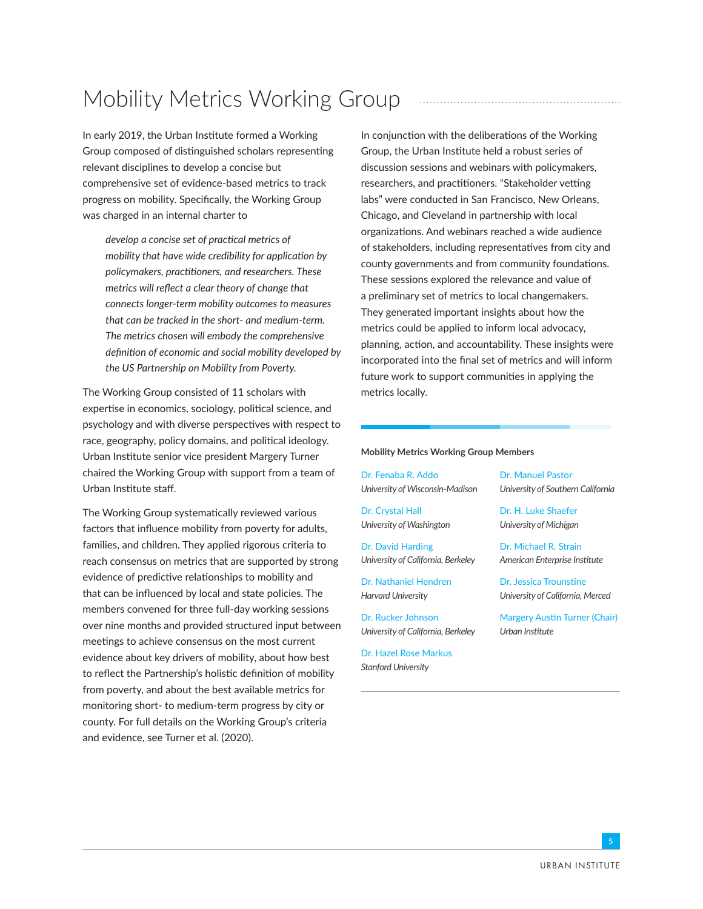# Mobility Metrics Working Group

In early 2019, the Urban Institute formed a Working Group composed of distinguished scholars representing relevant disciplines to develop a concise but comprehensive set of evidence-based metrics to track progress on mobility. Specifically, the Working Group was charged in an internal charter to

> *develop a concise set of practical metrics of mobility that have wide credibility for application by policymakers, practitioners, and researchers. These metrics will reflect a clear theory of change that connects longer-term mobility outcomes to measures that can be tracked in the short- and medium-term. The metrics chosen will embody the comprehensive definition of economic and social mobility developed by the US Partnership on Mobility from Poverty.*

The Working Group consisted of 11 scholars with expertise in economics, sociology, political science, and psychology and with diverse perspectives with respect to race, geography, policy domains, and political ideology. Urban Institute senior vice president Margery Turner chaired the Working Group with support from a team of Urban Institute staff.

The Working Group systematically reviewed various factors that influence mobility from poverty for adults, families, and children. They applied rigorous criteria to reach consensus on metrics that are supported by strong evidence of predictive relationships to mobility and that can be influenced by local and state policies. The members convened for three full-day working sessions over nine months and provided structured input between meetings to achieve consensus on the most current evidence about key drivers of mobility, about how best to reflect the Partnership's holistic definition of mobility from poverty, and about the best available metrics for monitoring short- to medium-term progress by city or county. For full details on the Working Group's criteria and evidence, see Turner et al. (2020).

In conjunction with the deliberations of the Working Group, the Urban Institute held a robust series of discussion sessions and webinars with policymakers, researchers, and practitioners. "Stakeholder vetting labs" were conducted in San Francisco, New Orleans, Chicago, and Cleveland in partnership with local organizations. And webinars reached a wide audience of stakeholders, including representatives from city and county governments and from community foundations. These sessions explored the relevance and value of a preliminary set of metrics to local changemakers. They generated important insights about how the metrics could be applied to inform local advocacy, planning, action, and accountability. These insights were incorporated into the final set of metrics and will inform future work to support communities in applying the metrics locally.

**Mobility Metrics Working Group Members**

Dr. Fenaba R. Addo
*University of Wisconsin-Madison*

Dr. Crystal Hall
*University of Washington*

Dr. David Harding
*University of California, Berkeley*

Dr. Nathaniel Hendren
*Harvard University*

Dr. Rucker Johnson
*University of California, Berkeley*

Dr. Hazel Rose Markus
*Stanford University*

Dr. Manuel Pastor
*University of Southern California*

Dr. H. Luke Shaefer
*University of Michigan*

Dr. Michael R. Strain
*American Enterprise Institute*

Dr. Jessica Trounstine
*University of California, Merced*

Margery Austin Turner (Chair)
*Urban Institute*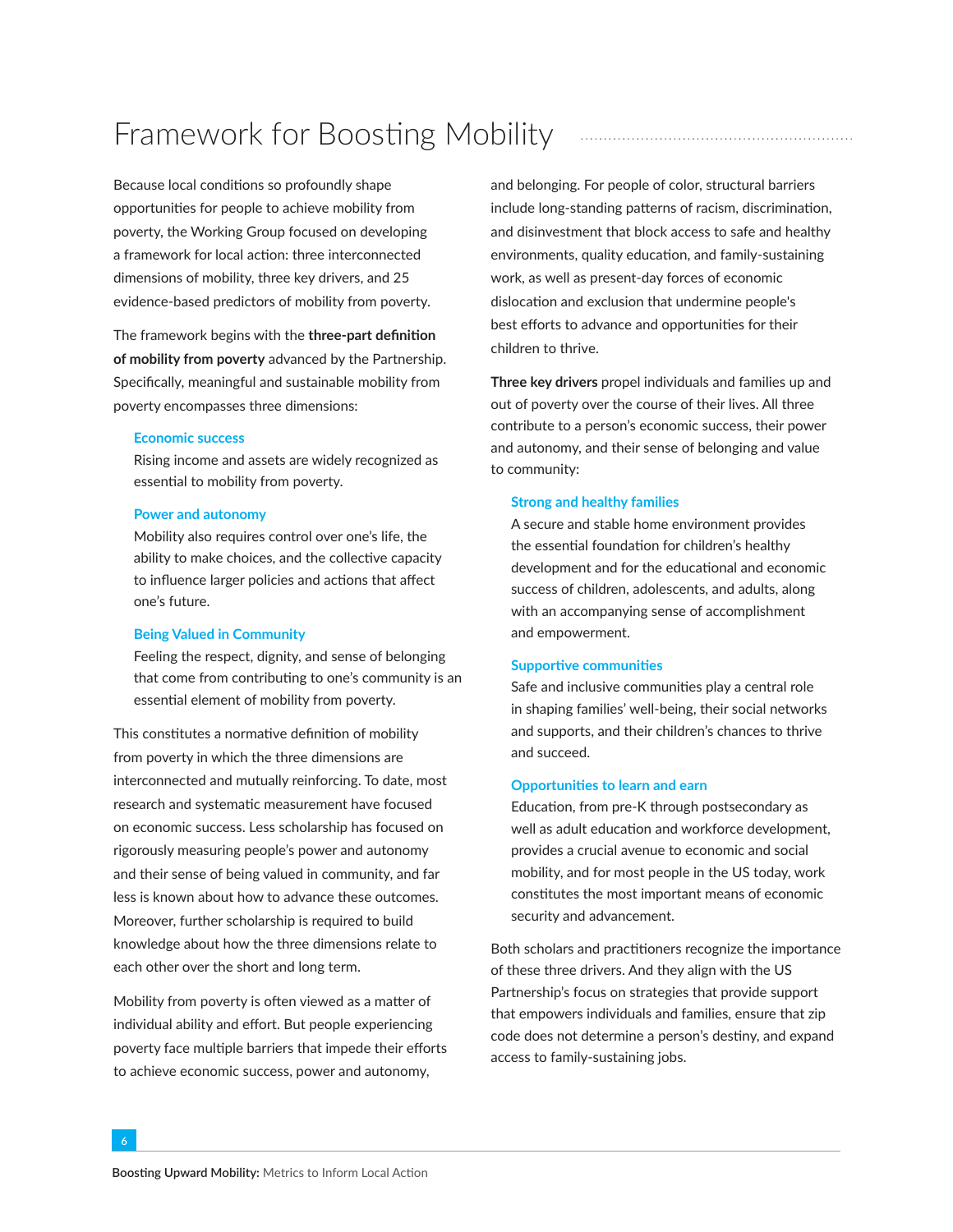# Framework for Boosting Mobility

Because local conditions so profoundly shape opportunities for people to achieve mobility from poverty, the Working Group focused on developing a framework for local action: three interconnected dimensions of mobility, three key drivers, and 25 evidence-based predictors of mobility from poverty.

The framework begins with the **three-part definition of mobility from poverty** advanced by the Partnership. Specifically, meaningful and sustainable mobility from poverty encompasses three dimensions:

**Economic success**
Rising income and assets are widely recognized as essential to mobility from poverty.

**Power and autonomy**
Mobility also requires control over one's life, the ability to make choices, and the collective capacity to influence larger policies and actions that affect one's future.

**Being Valued in Community**
Feeling the respect, dignity, and sense of belonging that come from contributing to one's community is an essential element of mobility from poverty.

This constitutes a normative definition of mobility from poverty in which the three dimensions are interconnected and mutually reinforcing. To date, most research and systematic measurement have focused on economic success. Less scholarship has focused on rigorously measuring people's power and autonomy and their sense of being valued in community, and far less is known about how to advance these outcomes. Moreover, further scholarship is required to build knowledge about how the three dimensions relate to each other over the short and long term.

Mobility from poverty is often viewed as a matter of individual ability and effort. But people experiencing poverty face multiple barriers that impede their efforts to achieve economic success, power and autonomy, and belonging. For people of color, structural barriers include long-standing patterns of racism, discrimination, and disinvestment that block access to safe and healthy environments, quality education, and family-sustaining work, as well as present-day forces of economic dislocation and exclusion that undermine people's best efforts to advance and opportunities for their children to thrive.

**Three key drivers** propel individuals and families up and out of poverty over the course of their lives. All three contribute to a person's economic success, their power and autonomy, and their sense of belonging and value to community:

**Strong and healthy families**
A secure and stable home environment provides the essential foundation for children's healthy development and for the educational and economic success of children, adolescents, and adults, along with an accompanying sense of accomplishment and empowerment.

**Supportive communities**
Safe and inclusive communities play a central role in shaping families' well-being, their social networks and supports, and their children's chances to thrive and succeed.

**Opportunities to learn and earn**
Education, from pre-K through postsecondary as well as adult education and workforce development, provides a crucial avenue to economic and social mobility, and for most people in the US today, work constitutes the most important means of economic security and advancement.

Both scholars and practitioners recognize the importance of these three drivers. And they align with the US Partnership's focus on strategies that provide support that empowers individuals and families, ensure that zip code does not determine a person's destiny, and expand access to family-sustaining jobs.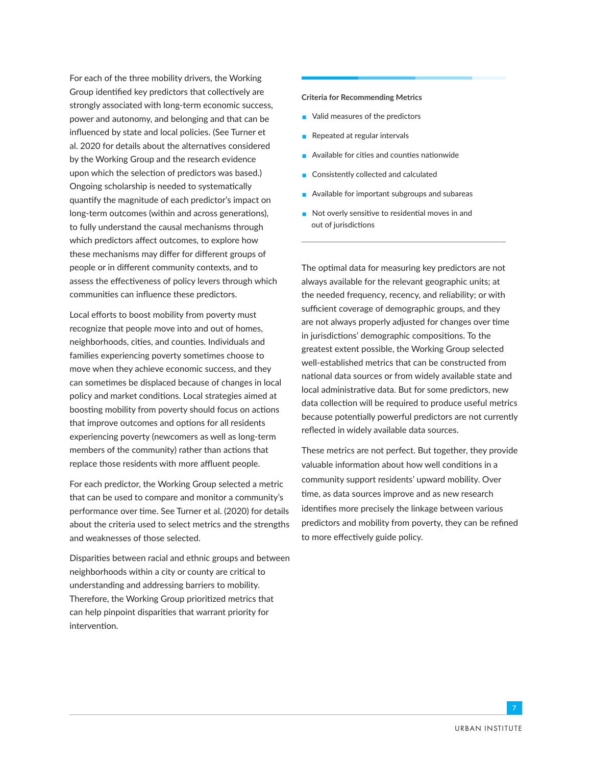For each of the three mobility drivers, the Working Group identified key predictors that collectively are strongly associated with long-term economic success, power and autonomy, and belonging and that can be influenced by state and local policies. (See Turner et al. 2020 for details about the alternatives considered by the Working Group and the research evidence upon which the selection of predictors was based.) Ongoing scholarship is needed to systematically quantify the magnitude of each predictor's impact on long-term outcomes (within and across generations), to fully understand the causal mechanisms through which predictors affect outcomes, to explore how these mechanisms may differ for different groups of people or in different community contexts, and to assess the effectiveness of policy levers through which communities can influence these predictors.

Local efforts to boost mobility from poverty must recognize that people move into and out of homes, neighborhoods, cities, and counties. Individuals and families experiencing poverty sometimes choose to move when they achieve economic success, and they can sometimes be displaced because of changes in local policy and market conditions. Local strategies aimed at boosting mobility from poverty should focus on actions that improve outcomes and options for all residents experiencing poverty (newcomers as well as long-term members of the community) rather than actions that replace those residents with more affluent people.

For each predictor, the Working Group selected a metric that can be used to compare and monitor a community's performance over time. See Turner et al. (2020) for details about the criteria used to select metrics and the strengths and weaknesses of those selected.

Disparities between racial and ethnic groups and between neighborhoods within a city or county are critical to understanding and addressing barriers to mobility. Therefore, the Working Group prioritized metrics that can help pinpoint disparities that warrant priority for intervention.

**Criteria for Recommending Metrics**

- Valid measures of the predictors
- Repeated at regular intervals
- Available for cities and counties nationwide
- Consistently collected and calculated
- Available for important subgroups and subareas
- Not overly sensitive to residential moves in and out of jurisdictions

The optimal data for measuring key predictors are not always available for the relevant geographic units; at the needed frequency, recency, and reliability; or with sufficient coverage of demographic groups, and they are not always properly adjusted for changes over time in jurisdictions' demographic compositions. To the greatest extent possible, the Working Group selected well-established metrics that can be constructed from national data sources or from widely available state and local administrative data. But for some predictors, new data collection will be required to produce useful metrics because potentially powerful predictors are not currently reflected in widely available data sources.

These metrics are not perfect. But together, they provide valuable information about how well conditions in a community support residents' upward mobility. Over time, as data sources improve and as new research identifies more precisely the linkage between various predictors and mobility from poverty, they can be refined to more effectively guide policy.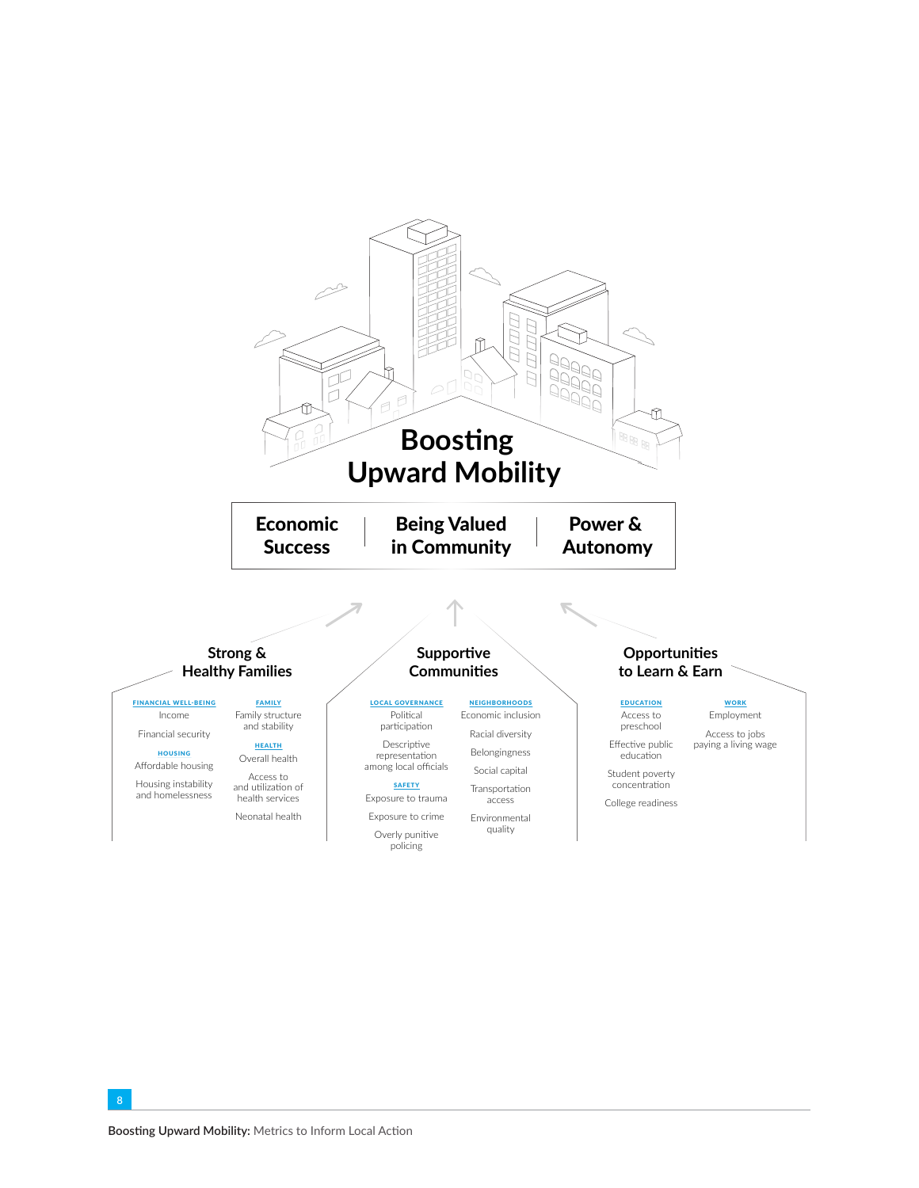# Boosting Upward Mobility

**Economic Success** | **Being Valued in Community** | **Power & Autonomy**

## Strong & Healthy Families

**FINANCIAL WELL-BEING**
- Income
- Financial security

**HOUSING**
- Affordable housing
- Housing instability and homelessness

**FAMILY**
- Family structure and stability

**HEALTH**
- Overall health
- Access to and utilization of health services
- Neonatal health

## Supportive Communities

**LOCAL GOVERNANCE**
- Political participation
- Descriptive representation among local officials

**SAFETY**
- Exposure to trauma
- Exposure to crime
- Overly punitive policing

**NEIGHBORHOODS**
- Economic inclusion
- Racial diversity
- Belongingness
- Social capital
- Transportation access
- Environmental quality

## Opportunities to Learn & Earn

**EDUCATION**
- Access to preschool
- Effective public education
- Student poverty concentration
- College readiness

**WORK**
- Employment
- Access to jobs paying a living wage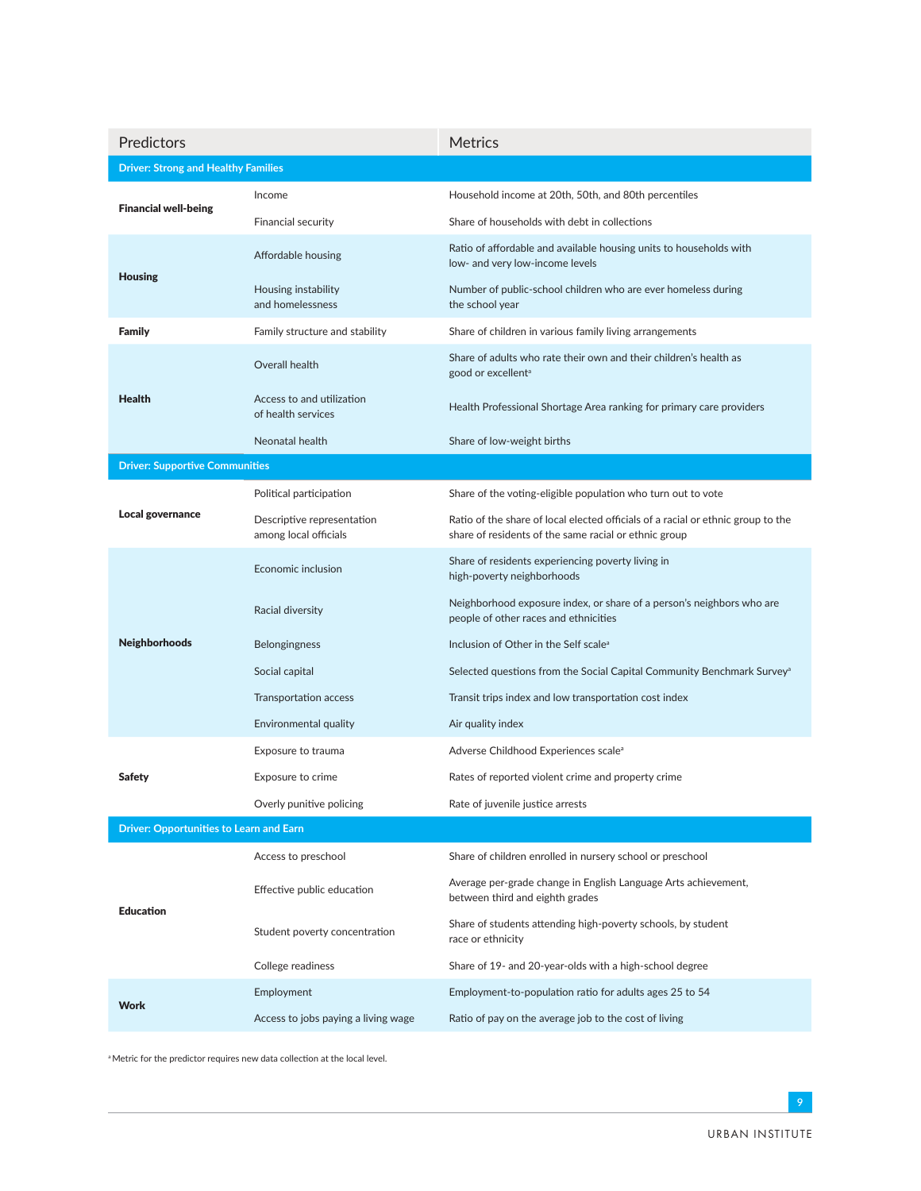| Predictors | | Metrics |
|---|---|---|
| **Driver: Strong and Healthy Families** | | |
| **Financial well-being** | Income | Household income at 20th, 50th, and 80th percentiles |
| | Financial security | Share of households with debt in collections |
| **Housing** | Affordable housing | Ratio of affordable and available housing units to households with low- and very low-income levels |
| | Housing instability and homelessness | Number of public-school children who are ever homeless during the school year |
| **Family** | Family structure and stability | Share of children in various family living arrangements |
| **Health** | Overall health | Share of adults who rate their own and their children's health as good or excellent[a] |
| | Access to and utilization of health services | Health Professional Shortage Area ranking for primary care providers |
| | Neonatal health | Share of low-weight births |
| **Driver: Supportive Communities** | | |
| **Local governance** | Political participation | Share of the voting-eligible population who turn out to vote |
| | Descriptive representation among local officials | Ratio of the share of local elected officials of a racial or ethnic group to the share of residents of the same racial or ethnic group |
| **Neighborhoods** | Economic inclusion | Share of residents experiencing poverty living in high-poverty neighborhoods |
| | Racial diversity | Neighborhood exposure index, or share of a person's neighbors who are people of other races and ethnicities |
| | Belongingness | Inclusion of Other in the Self scale[a] |
| | Social capital | Selected questions from the Social Capital Community Benchmark Survey[a] |
| | Transportation access | Transit trips index and low transportation cost index |
| | Environmental quality | Air quality index |
| **Safety** | Exposure to trauma | Adverse Childhood Experiences scale[a] |
| | Exposure to crime | Rates of reported violent crime and property crime |
| | Overly punitive policing | Rate of juvenile justice arrests |
| **Driver: Opportunities to Learn and Earn** | | |
| **Education** | Access to preschool | Share of children enrolled in nursery school or preschool |
| | Effective public education | Average per-grade change in English Language Arts achievement, between third and eighth grades |
| | Student poverty concentration | Share of students attending high-poverty schools, by student race or ethnicity |
| | College readiness | Share of 19- and 20-year-olds with a high-school degree |
| **Work** | Employment | Employment-to-population ratio for adults ages 25 to 54 |
| | Access to jobs paying a living wage | Ratio of pay on the average job to the cost of living |

[a] Metric for the predictor requires new data collection at the local level.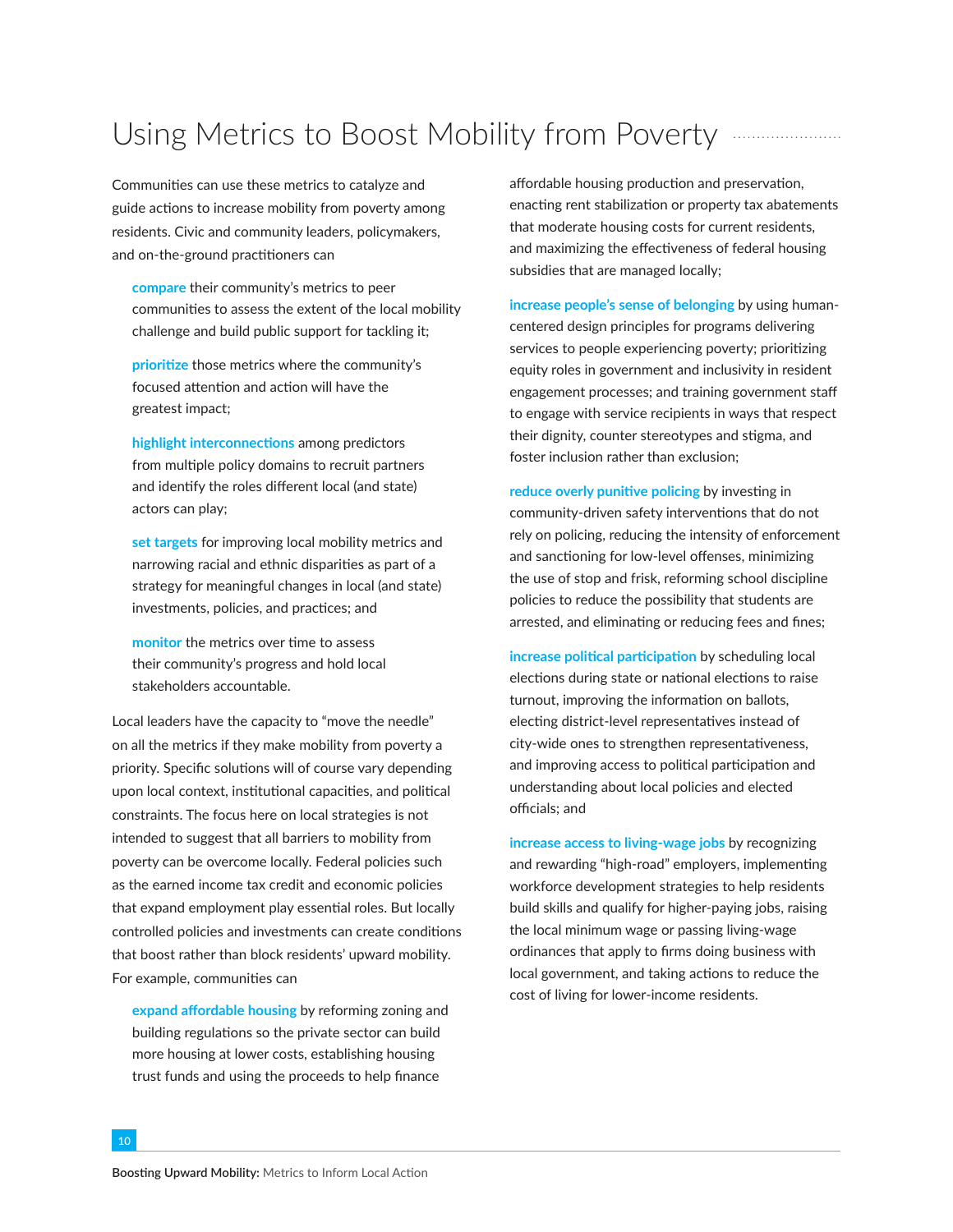# Using Metrics to Boost Mobility from Poverty

Communities can use these metrics to catalyze and guide actions to increase mobility from poverty among residents. Civic and community leaders, policymakers, and on-the-ground practitioners can

- **compare** their community's metrics to peer communities to assess the extent of the local mobility challenge and build public support for tackling it;
- **prioritize** those metrics where the community's focused attention and action will have the greatest impact;
- **highlight interconnections** among predictors from multiple policy domains to recruit partners and identify the roles different local (and state) actors can play;
- **set targets** for improving local mobility metrics and narrowing racial and ethnic disparities as part of a strategy for meaningful changes in local (and state) investments, policies, and practices; and
- **monitor** the metrics over time to assess their community's progress and hold local stakeholders accountable.

Local leaders have the capacity to "move the needle" on all the metrics if they make mobility from poverty a priority. Specific solutions will of course vary depending upon local context, institutional capacities, and political constraints. The focus here on local strategies is not intended to suggest that all barriers to mobility from poverty can be overcome locally. Federal policies such as the earned income tax credit and economic policies that expand employment play essential roles. But locally controlled policies and investments can create conditions that boost rather than block residents' upward mobility. For example, communities can

- **expand affordable housing** by reforming zoning and building regulations so the private sector can build more housing at lower costs, establishing housing trust funds and using the proceeds to help finance affordable housing production and preservation, enacting rent stabilization or property tax abatements that moderate housing costs for current residents, and maximizing the effectiveness of federal housing subsidies that are managed locally;
- **increase people's sense of belonging** by using human-centered design principles for programs delivering services to people experiencing poverty; prioritizing equity roles in government and inclusivity in resident engagement processes; and training government staff to engage with service recipients in ways that respect their dignity, counter stereotypes and stigma, and foster inclusion rather than exclusion;
- **reduce overly punitive policing** by investing in community-driven safety interventions that do not rely on policing, reducing the intensity of enforcement and sanctioning for low-level offenses, minimizing the use of stop and frisk, reforming school discipline policies to reduce the possibility that students are arrested, and eliminating or reducing fees and fines;
- **increase political participation** by scheduling local elections during state or national elections to raise turnout, improving the information on ballots, electing district-level representatives instead of city-wide ones to strengthen representativeness, and improving access to political participation and understanding about local policies and elected officials; and
- **increase access to living-wage jobs** by recognizing and rewarding "high-road" employers, implementing workforce development strategies to help residents build skills and qualify for higher-paying jobs, raising the local minimum wage or passing living-wage ordinances that apply to firms doing business with local government, and taking actions to reduce the cost of living for lower-income residents.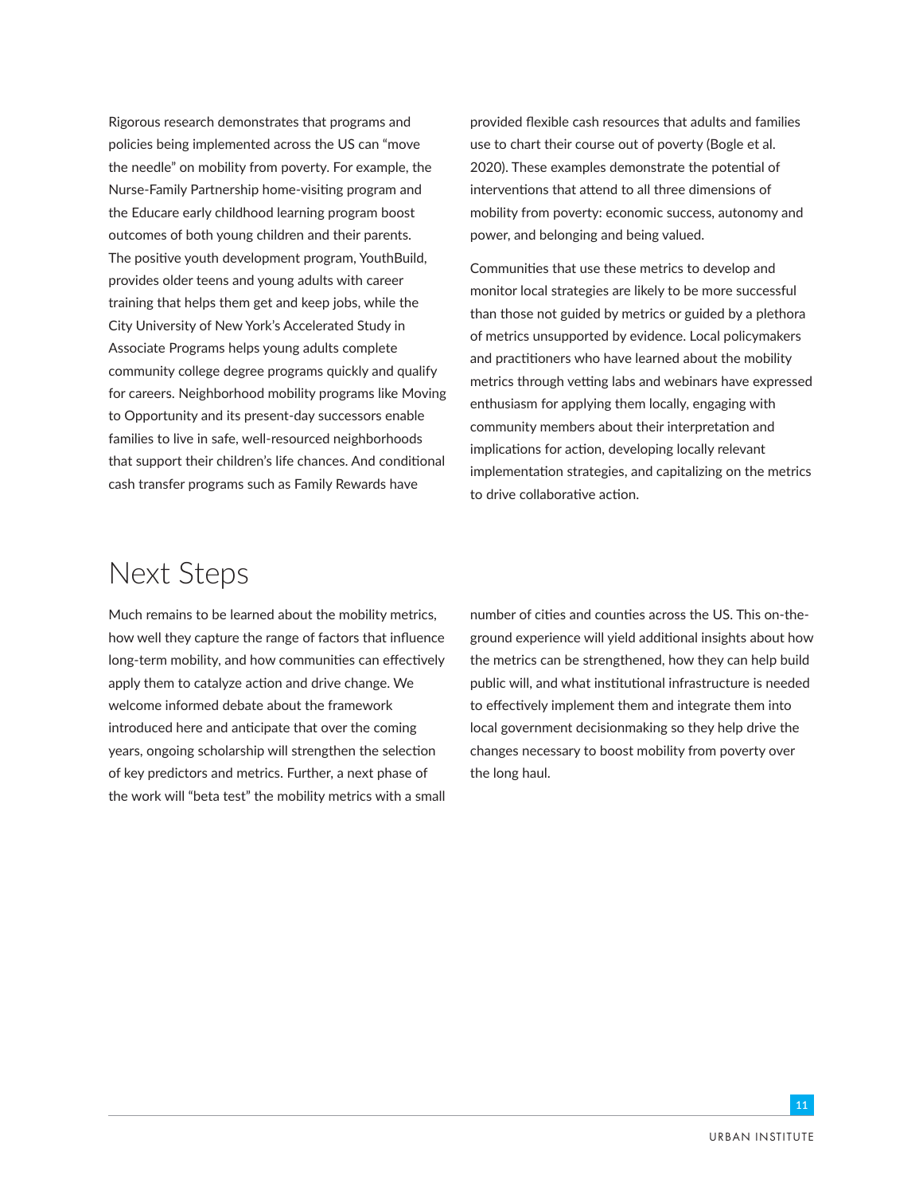Rigorous research demonstrates that programs and policies being implemented across the US can "move the needle" on mobility from poverty. For example, the Nurse-Family Partnership home-visiting program and the Educare early childhood learning program boost outcomes of both young children and their parents. The positive youth development program, YouthBuild, provides older teens and young adults with career training that helps them get and keep jobs, while the City University of New York's Accelerated Study in Associate Programs helps young adults complete community college degree programs quickly and qualify for careers. Neighborhood mobility programs like Moving to Opportunity and its present-day successors enable families to live in safe, well-resourced neighborhoods that support their children's life chances. And conditional cash transfer programs such as Family Rewards have provided flexible cash resources that adults and families use to chart their course out of poverty (Bogle et al. 2020). These examples demonstrate the potential of interventions that attend to all three dimensions of mobility from poverty: economic success, autonomy and power, and belonging and being valued.

Communities that use these metrics to develop and monitor local strategies are likely to be more successful than those not guided by metrics or guided by a plethora of metrics unsupported by evidence. Local policymakers and practitioners who have learned about the mobility metrics through vetting labs and webinars have expressed enthusiasm for applying them locally, engaging with community members about their interpretation and implications for action, developing locally relevant implementation strategies, and capitalizing on the metrics to drive collaborative action.

# Next Steps

Much remains to be learned about the mobility metrics, how well they capture the range of factors that influence long-term mobility, and how communities can effectively apply them to catalyze action and drive change. We welcome informed debate about the framework introduced here and anticipate that over the coming years, ongoing scholarship will strengthen the selection of key predictors and metrics. Further, a next phase of the work will "beta test" the mobility metrics with a small number of cities and counties across the US. This on-the-ground experience will yield additional insights about how the metrics can be strengthened, how they can help build public will, and what institutional infrastructure is needed to effectively implement them and integrate them into local government decisionmaking so they help drive the changes necessary to boost mobility from poverty over the long haul.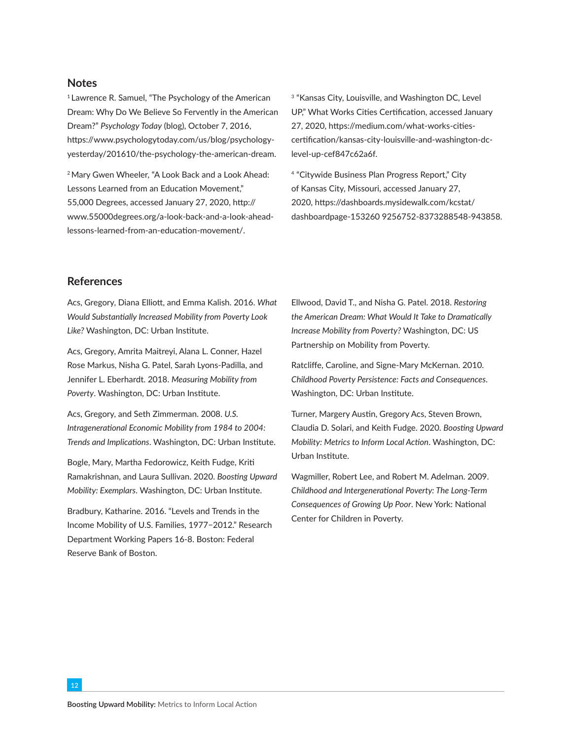## Notes

[1] Lawrence R. Samuel, "The Psychology of the American Dream: Why Do We Believe So Fervently in the American Dream?" *Psychology Today* (blog), October 7, 2016, https://www.psychologytoday.com/us/blog/psychology-yesterday/201610/the-psychology-the-american-dream.

[2] Mary Gwen Wheeler, "A Look Back and a Look Ahead: Lessons Learned from an Education Movement," 55,000 Degrees, accessed January 27, 2020, http://www.55000degrees.org/a-look-back-and-a-look-ahead-lessons-learned-from-an-education-movement/.

[3] "Kansas City, Louisville, and Washington DC, Level UP," What Works Cities Certification, accessed January 27, 2020, https://medium.com/what-works-cities-certification/kansas-city-louisville-and-washington-dc-level-up-cef847c62a6f.

[4] "Citywide Business Plan Progress Report," City of Kansas City, Missouri, accessed January 27, 2020, https://dashboards.mysidewalk.com/kcstat/dashboardpage-153260 9256752-8373288548-943858.

## References

Acs, Gregory, Diana Elliott, and Emma Kalish. 2016. *What Would Substantially Increased Mobility from Poverty Look Like?* Washington, DC: Urban Institute.

Acs, Gregory, Amrita Maitreyi, Alana L. Conner, Hazel Rose Markus, Nisha G. Patel, Sarah Lyons-Padilla, and Jennifer L. Eberhardt. 2018. *Measuring Mobility from Poverty*. Washington, DC: Urban Institute.

Acs, Gregory, and Seth Zimmerman. 2008. *U.S. Intragenerational Economic Mobility from 1984 to 2004: Trends and Implications*. Washington, DC: Urban Institute.

Bogle, Mary, Martha Fedorowicz, Keith Fudge, Kriti Ramakrishnan, and Laura Sullivan. 2020. *Boosting Upward Mobility: Exemplars*. Washington, DC: Urban Institute.

Bradbury, Katharine. 2016. "Levels and Trends in the Income Mobility of U.S. Families, 1977−2012." Research Department Working Papers 16-8. Boston: Federal Reserve Bank of Boston.

Ellwood, David T., and Nisha G. Patel. 2018. *Restoring the American Dream: What Would It Take to Dramatically Increase Mobility from Poverty?* Washington, DC: US Partnership on Mobility from Poverty.

Ratcliffe, Caroline, and Signe-Mary McKernan. 2010. *Childhood Poverty Persistence: Facts and Consequences*. Washington, DC: Urban Institute.

Turner, Margery Austin, Gregory Acs, Steven Brown, Claudia D. Solari, and Keith Fudge. 2020. *Boosting Upward Mobility: Metrics to Inform Local Action*. Washington, DC: Urban Institute.

Wagmiller, Robert Lee, and Robert M. Adelman. 2009. *Childhood and Intergenerational Poverty: The Long-Term Consequences of Growing Up Poor*. New York: National Center for Children in Poverty.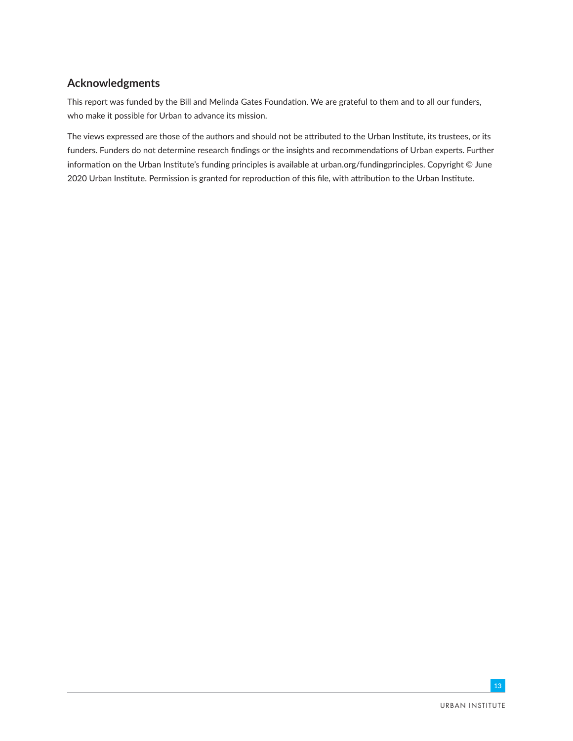## Acknowledgments

This report was funded by the Bill and Melinda Gates Foundation. We are grateful to them and to all our funders, who make it possible for Urban to advance its mission.

The views expressed are those of the authors and should not be attributed to the Urban Institute, its trustees, or its funders. Funders do not determine research findings or the insights and recommendations of Urban experts. Further information on the Urban Institute's funding principles is available at urban.org/fundingprinciples. Copyright © June 2020 Urban Institute. Permission is granted for reproduction of this file, with attribution to the Urban Institute.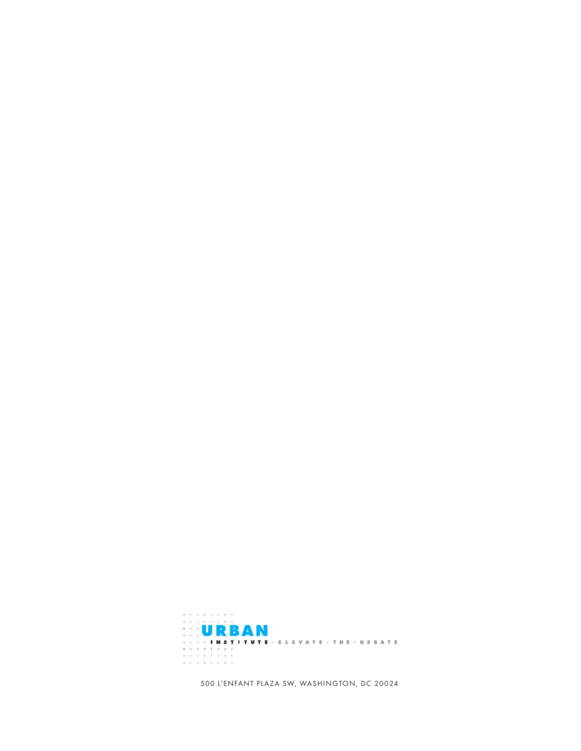URBAN INSTITUTE · ELEVATE · THE · DEBATE

500 L'ENFANT PLAZA SW, WASHINGTON, DC 20024